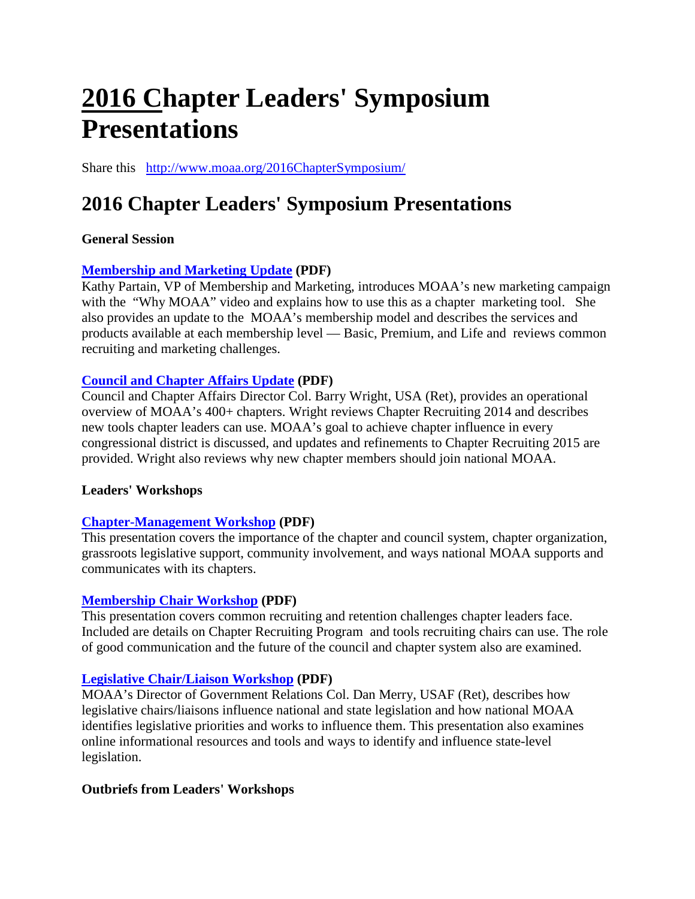# 2016 Chapter Leaders' Symposium Presentations

Share this http://www.moaa.org/2016ChapterSymposium/

## 2016 Chapter Leaders' Symposium Presentations

**General Session**

**Membership and Marketing Update (PDF)**
Kathy Partain, VP of Membership and Marketing, introduces MOAA's new marketing campaign with the "Why MOAA" video and explains how to use this as a chapter marketing tool. She also provides an update to the MOAA's membership model and describes the services and products available at each membership level — Basic, Premium, and Life and reviews common recruiting and marketing challenges.

**Council and Chapter Affairs Update (PDF)**
Council and Chapter Affairs Director Col. Barry Wright, USA (Ret), provides an operational overview of MOAA's 400+ chapters. Wright reviews Chapter Recruiting 2014 and describes new tools chapter leaders can use. MOAA's goal to achieve chapter influence in every congressional district is discussed, and updates and refinements to Chapter Recruiting 2015 are provided. Wright also reviews why new chapter members should join national MOAA.

**Leaders' Workshops**

**Chapter-Management Workshop (PDF)**
This presentation covers the importance of the chapter and council system, chapter organization, grassroots legislative support, community involvement, and ways national MOAA supports and communicates with its chapters.

**Membership Chair Workshop (PDF)**
This presentation covers common recruiting and retention challenges chapter leaders face. Included are details on Chapter Recruiting Program and tools recruiting chairs can use. The role of good communication and the future of the council and chapter system also are examined.

**Legislative Chair/Liaison Workshop (PDF)**
MOAA's Director of Government Relations Col. Dan Merry, USAF (Ret), describes how legislative chairs/liaisons influence national and state legislation and how national MOAA identifies legislative priorities and works to influence them. This presentation also examines online informational resources and tools and ways to identify and influence state-level legislation.

**Outbriefs from Leaders' Workshops**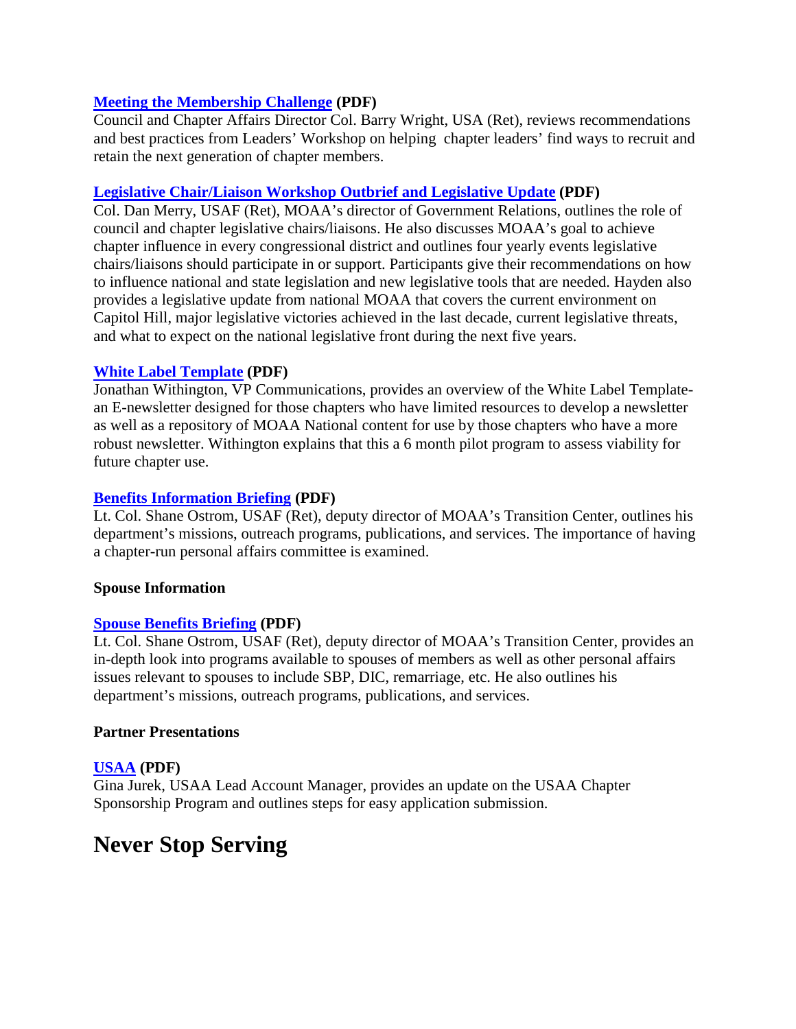**[Meeting the Membership Challenge](#) (PDF)**

Council and Chapter Affairs Director Col. Barry Wright, USA (Ret), reviews recommendations and best practices from Leaders' Workshop on helping chapter leaders' find ways to recruit and retain the next generation of chapter members.

**[Legislative Chair/Liaison Workshop Outbrief and Legislative Update](#) (PDF)**

Col. Dan Merry, USAF (Ret), MOAA's director of Government Relations, outlines the role of council and chapter legislative chairs/liaisons. He also discusses MOAA's goal to achieve chapter influence in every congressional district and outlines four yearly events legislative chairs/liaisons should participate in or support. Participants give their recommendations on how to influence national and state legislation and new legislative tools that are needed. Hayden also provides a legislative update from national MOAA that covers the current environment on Capitol Hill, major legislative victories achieved in the last decade, current legislative threats, and what to expect on the national legislative front during the next five years.

**[White Label Template](#) (PDF)**

Jonathan Withington, VP Communications, provides an overview of the White Label Template- an E-newsletter designed for those chapters who have limited resources to develop a newsletter as well as a repository of MOAA National content for use by those chapters who have a more robust newsletter. Withington explains that this a 6 month pilot program to assess viability for future chapter use.

**[Benefits Information Briefing](#) (PDF)**

Lt. Col. Shane Ostrom, USAF (Ret), deputy director of MOAA's Transition Center, outlines his department's missions, outreach programs, publications, and services. The importance of having a chapter-run personal affairs committee is examined.

**Spouse Information**

**[Spouse Benefits Briefing](#) (PDF)**

Lt. Col. Shane Ostrom, USAF (Ret), deputy director of MOAA's Transition Center, provides an in-depth look into programs available to spouses of members as well as other personal affairs issues relevant to spouses to include SBP, DIC, remarriage, etc. He also outlines his department's missions, outreach programs, publications, and services.

**Partner Presentations**

**[USAA](#) (PDF)**

Gina Jurek, USAA Lead Account Manager, provides an update on the USAA Chapter Sponsorship Program and outlines steps for easy application submission.

# Never Stop Serving